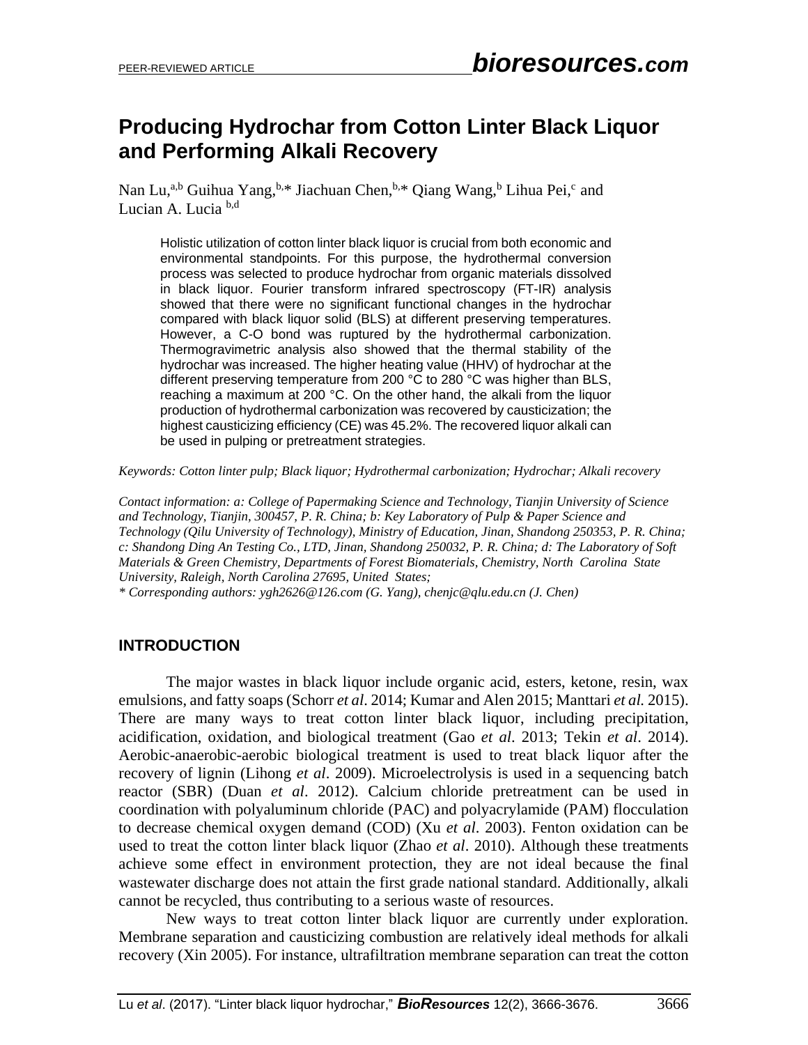# Producing Hydrochar from Cotton Linter Black Liquor and Performing Alkali Recovery

Nan Lu,[a,b] Guihua Yang,[b,*] Jiachuan Chen,[b,*] Qiang Wang,[b] Lihua Pei,[c] and Lucian A. Lucia [b,d]

Holistic utilization of cotton linter black liquor is crucial from both economic and environmental standpoints. For this purpose, the hydrothermal conversion process was selected to produce hydrochar from organic materials dissolved in black liquor. Fourier transform infrared spectroscopy (FT-IR) analysis showed that there were no significant functional changes in the hydrochar compared with black liquor solid (BLS) at different preserving temperatures. However, a C-O bond was ruptured by the hydrothermal carbonization. Thermogravimetric analysis also showed that the thermal stability of the hydrochar was increased. The higher heating value (HHV) of hydrochar at the different preserving temperature from 200 °C to 280 °C was higher than BLS, reaching a maximum at 200 °C. On the other hand, the alkali from the liquor production of hydrothermal carbonization was recovered by causticization; the highest causticizing efficiency (CE) was 45.2%. The recovered liquor alkali can be used in pulping or pretreatment strategies.

*Keywords: Cotton linter pulp; Black liquor; Hydrothermal carbonization; Hydrochar; Alkali recovery*

*Contact information: a: College of Papermaking Science and Technology, Tianjin University of Science and Technology, Tianjin, 300457, P. R. China; b: Key Laboratory of Pulp & Paper Science and Technology (Qilu University of Technology), Ministry of Education, Jinan, Shandong 250353, P. R. China; c: Shandong Ding An Testing Co., LTD, Jinan, Shandong 250032, P. R. China; d: The Laboratory of Soft Materials & Green Chemistry, Departments of Forest Biomaterials, Chemistry, North Carolina State University, Raleigh, North Carolina 27695, United States;*
*\* Corresponding authors: ygh2626@126.com (G. Yang), chenjc@qlu.edu.cn (J. Chen)*

## INTRODUCTION

The major wastes in black liquor include organic acid, esters, ketone, resin, wax emulsions, and fatty soaps (Schorr *et al*. 2014; Kumar and Alen 2015; Manttari *et al.* 2015). There are many ways to treat cotton linter black liquor, including precipitation, acidification, oxidation, and biological treatment (Gao *et al*. 2013; Tekin *et al*. 2014). Aerobic-anaerobic-aerobic biological treatment is used to treat black liquor after the recovery of lignin (Lihong *et al*. 2009). Microelectrolysis is used in a sequencing batch reactor (SBR) (Duan *et al*. 2012). Calcium chloride pretreatment can be used in coordination with polyaluminum chloride (PAC) and polyacrylamide (PAM) flocculation to decrease chemical oxygen demand (COD) (Xu *et al*. 2003). Fenton oxidation can be used to treat the cotton linter black liquor (Zhao *et al*. 2010). Although these treatments achieve some effect in environment protection, they are not ideal because the final wastewater discharge does not attain the first grade national standard. Additionally, alkali cannot be recycled, thus contributing to a serious waste of resources.

New ways to treat cotton linter black liquor are currently under exploration. Membrane separation and causticizing combustion are relatively ideal methods for alkali recovery (Xin 2005). For instance, ultrafiltration membrane separation can treat the cotton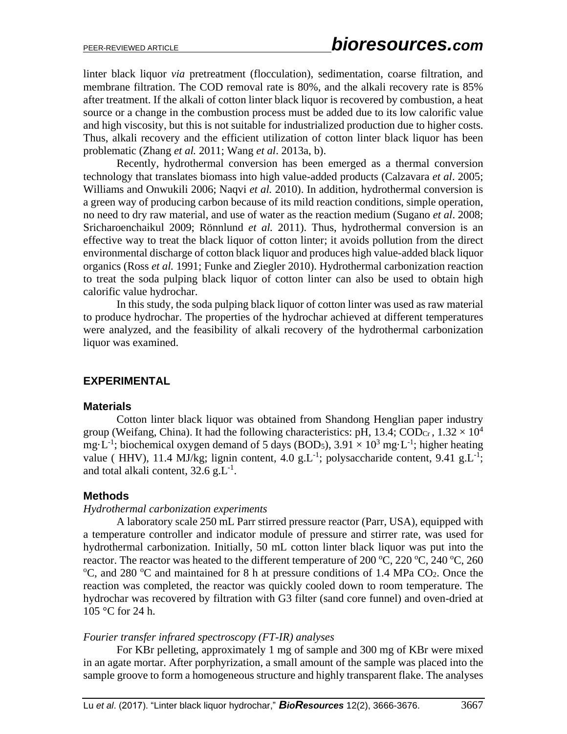linter black liquor *via* pretreatment (flocculation), sedimentation, coarse filtration, and membrane filtration. The COD removal rate is 80%, and the alkali recovery rate is 85% after treatment. If the alkali of cotton linter black liquor is recovered by combustion, a heat source or a change in the combustion process must be added due to its low calorific value and high viscosity, but this is not suitable for industrialized production due to higher costs. Thus, alkali recovery and the efficient utilization of cotton linter black liquor has been problematic (Zhang *et al.* 2011; Wang *et al*. 2013a, b).

Recently, hydrothermal conversion has been emerged as a thermal conversion technology that translates biomass into high value-added products (Calzavara *et al*. 2005; Williams and Onwukili 2006; Naqvi *et al.* 2010). In addition, hydrothermal conversion is a green way of producing carbon because of its mild reaction conditions, simple operation, no need to dry raw material, and use of water as the reaction medium (Sugano *et al*. 2008; Sricharoenchaikul 2009; Rönnlund *et al.* 2011). Thus, hydrothermal conversion is an effective way to treat the black liquor of cotton linter; it avoids pollution from the direct environmental discharge of cotton black liquor and produces high value-added black liquor organics (Ross *et al.* 1991; Funke and Ziegler 2010). Hydrothermal carbonization reaction to treat the soda pulping black liquor of cotton linter can also be used to obtain high calorific value hydrochar.

In this study, the soda pulping black liquor of cotton linter was used as raw material to produce hydrochar. The properties of the hydrochar achieved at different temperatures were analyzed, and the feasibility of alkali recovery of the hydrothermal carbonization liquor was examined.

## EXPERIMENTAL

### Materials

Cotton linter black liquor was obtained from Shandong Henglian paper industry group (Weifang, China). It had the following characteristics: pH, 13.4; $COD_{Cr}$, $1.32 \times 10^4$ $mg \cdot L^{-1}$; biochemical oxygen demand of 5 days ($BOD_5$), $3.91 \times 10^3$ $mg \cdot L^{-1}$; higher heating value ( HHV), 11.4 MJ/kg; lignin content, 4.0 $g.L^{-1}$; polysaccharide content, 9.41 $g.L^{-1}$; and total alkali content, 32.6 $g.L^{-1}$.

### Methods

*Hydrothermal carbonization experiments*

A laboratory scale 250 mL Parr stirred pressure reactor (Parr, USA), equipped with a temperature controller and indicator module of pressure and stirrer rate, was used for hydrothermal carbonization. Initially, 50 mL cotton linter black liquor was put into the reactor. The reactor was heated to the different temperature of 200 °C, 220 °C, 240 °C, 260 °C, and 280 °C and maintained for 8 h at pressure conditions of 1.4 MPa $CO_2$. Once the reaction was completed, the reactor was quickly cooled down to room temperature. The hydrochar was recovered by filtration with G3 filter (sand core funnel) and oven-dried at 105 °C for 24 h.

*Fourier transfer infrared spectroscopy (FT-IR) analyses*

For KBr pelleting, approximately 1 mg of sample and 300 mg of KBr were mixed in an agate mortar. After porphyrization, a small amount of the sample was placed into the sample groove to form a homogeneous structure and highly transparent flake. The analyses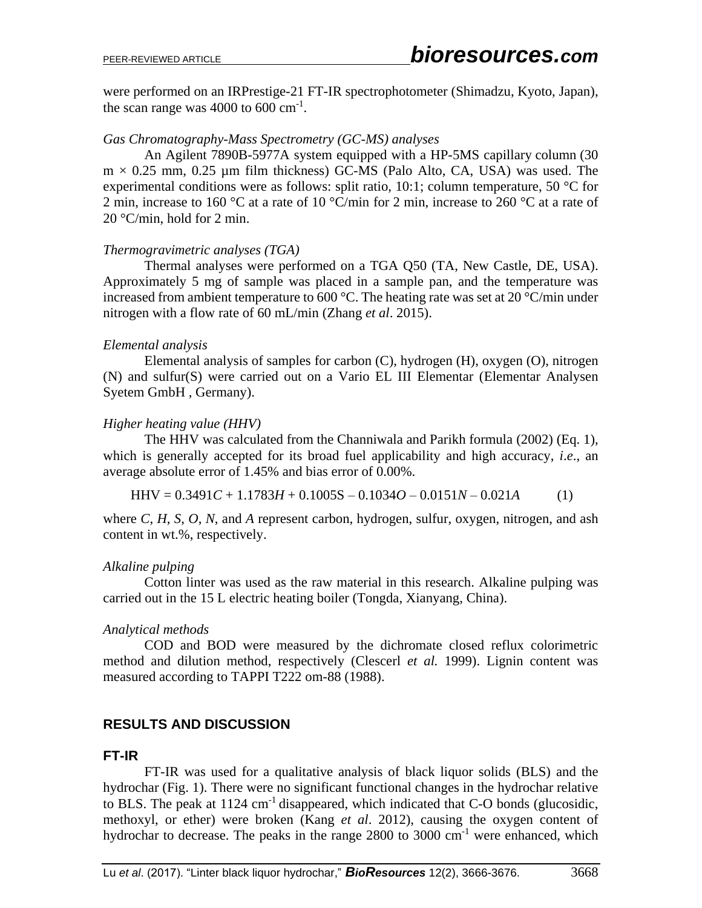were performed on an IRPrestige-21 FT-IR spectrophotometer (Shimadzu, Kyoto, Japan), the scan range was 4000 to 600 $cm^{-1}$.

*Gas Chromatography-Mass Spectrometry (GC-MS) analyses*

An Agilent 7890B-5977A system equipped with a HP-5MS capillary column (30 m × 0.25 mm, 0.25 µm film thickness) GC-MS (Palo Alto, CA, USA) was used. The experimental conditions were as follows: split ratio, 10:1; column temperature, 50 °C for 2 min, increase to 160 °C at a rate of 10 °C/min for 2 min, increase to 260 °C at a rate of 20 °C/min, hold for 2 min.

*Thermogravimetric analyses (TGA)*

Thermal analyses were performed on a TGA Q50 (TA, New Castle, DE, USA). Approximately 5 mg of sample was placed in a sample pan, and the temperature was increased from ambient temperature to 600 °C. The heating rate was set at 20 °C/min under nitrogen with a flow rate of 60 mL/min (Zhang *et al*. 2015).

*Elemental analysis*

Elemental analysis of samples for carbon (C), hydrogen (H), oxygen (O), nitrogen (N) and sulfur(S) were carried out on a Vario EL III Elementar (Elementar Analysen Syetem GmbH , Germany).

*Higher heating value (HHV)*

The HHV was calculated from the Channiwala and Parikh formula (2002) (Eq. 1), which is generally accepted for its broad fuel applicability and high accuracy, *i.e*., an average absolute error of 1.45% and bias error of 0.00%.

$$\text{HHV} = 0.3491C + 1.1783H + 0.1005\text{S} - 0.1034O - 0.0151N - 0.021A \qquad (1)$$

where $C$, $H$, $S$, $O$, $N$, and $A$ represent carbon, hydrogen, sulfur, oxygen, nitrogen, and ash content in wt.%, respectively.

*Alkaline pulping*

Cotton linter was used as the raw material in this research. Alkaline pulping was carried out in the 15 L electric heating boiler (Tongda, Xianyang, China).

*Analytical methods*

COD and BOD were measured by the dichromate closed reflux colorimetric method and dilution method, respectively (Clescerl *et al.* 1999). Lignin content was measured according to TAPPI T222 om-88 (1988).

## RESULTS AND DISCUSSION

### FT-IR

FT-IR was used for a qualitative analysis of black liquor solids (BLS) and the hydrochar (Fig. 1). There were no significant functional changes in the hydrochar relative to BLS. The peak at 1124 $cm^{-1}$ disappeared, which indicated that C-O bonds (glucosidic, methoxyl, or ether) were broken (Kang *et al*. 2012), causing the oxygen content of hydrochar to decrease. The peaks in the range 2800 to 3000 $cm^{-1}$ were enhanced, which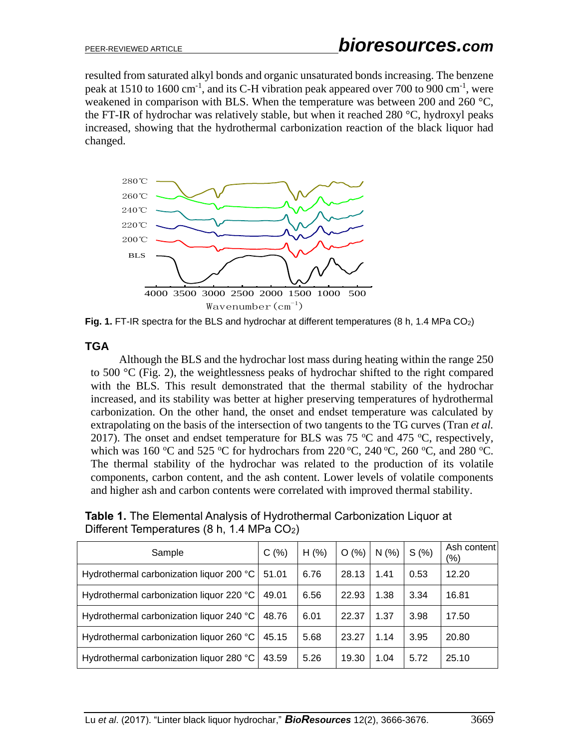resulted from saturated alkyl bonds and organic unsaturated bonds increasing. The benzene peak at 1510 to 1600 $cm^{-1}$, and its C-H vibration peak appeared over 700 to 900 $cm^{-1}$, were weakened in comparison with BLS. When the temperature was between 200 and 260 °C, the FT-IR of hydrochar was relatively stable, but when it reached 280 °C, hydroxyl peaks increased, showing that the hydrothermal carbonization reaction of the black liquor had changed.

**Fig. 1.** FT-IR spectra for the BLS and hydrochar at different temperatures (8 h, 1.4 MPa $CO_2$)

## TGA

Although the BLS and the hydrochar lost mass during heating within the range 250 to 500 °C (Fig. 2), the weightlessness peaks of hydrochar shifted to the right compared with the BLS. This result demonstrated that the thermal stability of the hydrochar increased, and its stability was better at higher preserving temperatures of hydrothermal carbonization. On the other hand, the onset and endset temperature was calculated by extrapolating on the basis of the intersection of two tangents to the TG curves (Tran *et al.* 2017). The onset and endset temperature for BLS was 75 °C and 475 °C, respectively, which was 160 °C and 525 °C for hydrochars from 220 °C, 240 °C, 260 °C, and 280 °C. The thermal stability of the hydrochar was related to the production of its volatile components, carbon content, and the ash content. Lower levels of volatile components and higher ash and carbon contents were correlated with improved thermal stability.

**Table 1.** The Elemental Analysis of Hydrothermal Carbonization Liquor at Different Temperatures (8 h, 1.4 MPa $CO_2$)

| Sample | C (%) | H (%) | O (%) | N (%) | S (%) | Ash content (%) |
|---|---|---|---|---|---|---|
| Hydrothermal carbonization liquor 200 °C | 51.01 | 6.76 | 28.13 | 1.41 | 0.53 | 12.20 |
| Hydrothermal carbonization liquor 220 °C | 49.01 | 6.56 | 22.93 | 1.38 | 3.34 | 16.81 |
| Hydrothermal carbonization liquor 240 °C | 48.76 | 6.01 | 22.37 | 1.37 | 3.98 | 17.50 |
| Hydrothermal carbonization liquor 260 °C | 45.15 | 5.68 | 23.27 | 1.14 | 3.95 | 20.80 |
| Hydrothermal carbonization liquor 280 °C | 43.59 | 5.26 | 19.30 | 1.04 | 5.72 | 25.10 |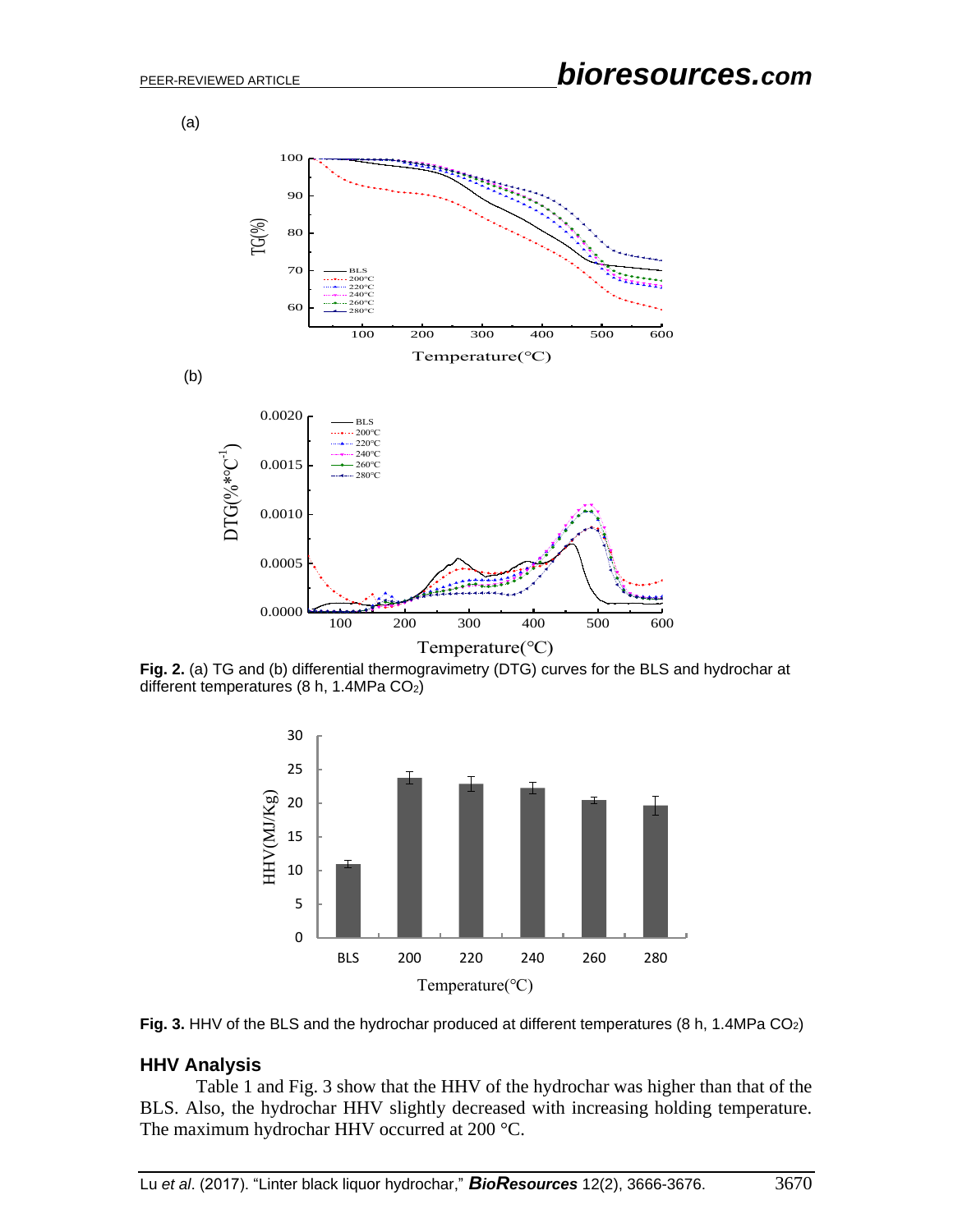**Fig. 2.** (a) TG and (b) differential thermogravimetry (DTG) curves for the BLS and hydrochar at different temperatures (8 h, 1.4MPa $CO_2$)

**Fig. 3.** HHV of the BLS and the hydrochar produced at different temperatures (8 h, 1.4MPa $CO_2$)

## HHV Analysis

Table 1 and Fig. 3 show that the HHV of the hydrochar was higher than that of the BLS. Also, the hydrochar HHV slightly decreased with increasing holding temperature. The maximum hydrochar HHV occurred at 200 °C.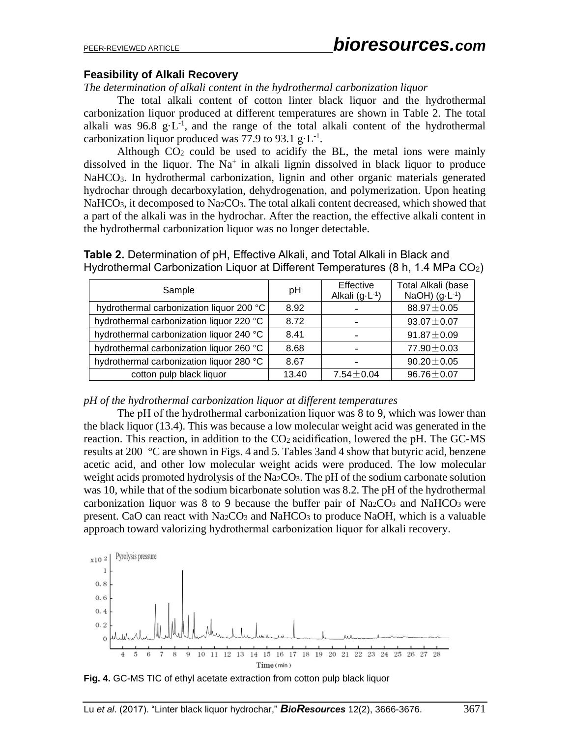## Feasibility of Alkali Recovery

*The determination of alkali content in the hydrothermal carbonization liquor*

The total alkali content of cotton linter black liquor and the hydrothermal carbonization liquor produced at different temperatures are shown in Table 2. The total alkali was 96.8 g·L$^{-1}$, and the range of the total alkali content of the hydrothermal carbonization liquor produced was 77.9 to 93.1 g·L$^{-1}$.

Although $CO_2$ could be used to acidify the BL, the metal ions were mainly dissolved in the liquor. The $Na^+$ in alkali lignin dissolved in black liquor to produce $NaHCO_3$. In hydrothermal carbonization, lignin and other organic materials generated hydrochar through decarboxylation, dehydrogenation, and polymerization. Upon heating $NaHCO_3$, it decomposed to $Na_2CO_3$. The total alkali content decreased, which showed that a part of the alkali was in the hydrochar. After the reaction, the effective alkali content in the hydrothermal carbonization liquor was no longer detectable.

**Table 2.** Determination of pH, Effective Alkali, and Total Alkali in Black and Hydrothermal Carbonization Liquor at Different Temperatures (8 h, 1.4 MPa $CO_2$)

| Sample | pH | Effective Alkali (g·L$^{-1}$) | Total Alkali (base NaOH) (g·L$^{-1}$) |
|---|---|---|---|
| hydrothermal carbonization liquor 200 °C | 8.92 | - | 88.97±0.05 |
| hydrothermal carbonization liquor 220 °C | 8.72 | - | 93.07±0.07 |
| hydrothermal carbonization liquor 240 °C | 8.41 | - | 91.87±0.09 |
| hydrothermal carbonization liquor 260 °C | 8.68 | - | 77.90±0.03 |
| hydrothermal carbonization liquor 280 °C | 8.67 | - | 90.20±0.05 |
| cotton pulp black liquor | 13.40 | 7.54±0.04 | 96.76±0.07 |

*pH of the hydrothermal carbonization liquor at different temperatures*

The pH of the hydrothermal carbonization liquor was 8 to 9, which was lower than the black liquor (13.4). This was because a low molecular weight acid was generated in the reaction. This reaction, in addition to the $CO_2$ acidification, lowered the pH. The GC-MS results at 200 °C are shown in Figs. 4 and 5. Tables 3and 4 show that butyric acid, benzene acetic acid, and other low molecular weight acids were produced. The low molecular weight acids promoted hydrolysis of the $Na_2CO_3$. The pH of the sodium carbonate solution was 10, while that of the sodium bicarbonate solution was 8.2. The pH of the hydrothermal carbonization liquor was 8 to 9 because the buffer pair of $Na_2CO_3$ and $NaHCO_3$ were present. CaO can react with $Na_2CO_3$ and $NaHCO_3$ to produce NaOH, which is a valuable approach toward valorizing hydrothermal carbonization liquor for alkali recovery.

**Fig. 4.** GC-MS TIC of ethyl acetate extraction from cotton pulp black liquor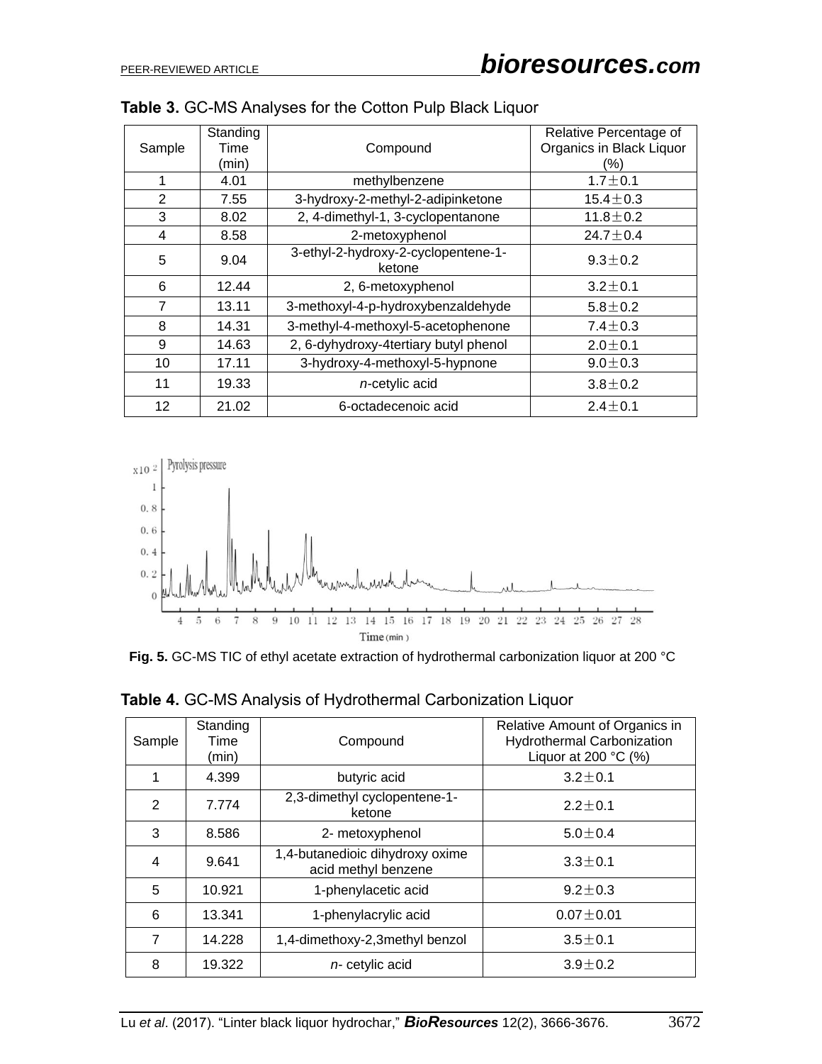**Table 3.** GC-MS Analyses for the Cotton Pulp Black Liquor

| Sample | Standing Time (min) | Compound | Relative Percentage of Organics in Black Liquor (%) |
|---|---|---|---|
| 1 | 4.01 | methylbenzene | 1.7±0.1 |
| 2 | 7.55 | 3-hydroxy-2-methyl-2-adipinketone | 15.4±0.3 |
| 3 | 8.02 | 2, 4-dimethyl-1, 3-cyclopentanone | 11.8±0.2 |
| 4 | 8.58 | 2-metoxyphenol | 24.7±0.4 |
| 5 | 9.04 | 3-ethyl-2-hydroxy-2-cyclopentene-1-ketone | 9.3±0.2 |
| 6 | 12.44 | 2, 6-metoxyphenol | 3.2±0.1 |
| 7 | 13.11 | 3-methoxyl-4-p-hydroxybenzaldehyde | 5.8±0.2 |
| 8 | 14.31 | 3-methyl-4-methoxyl-5-acetophenone | 7.4±0.3 |
| 9 | 14.63 | 2, 6-dyhydroxy-4tertiary butyl phenol | 2.0±0.1 |
| 10 | 17.11 | 3-hydroxy-4-methoxyl-5-hypnone | 9.0±0.3 |
| 11 | 19.33 | *n*-cetylic acid | 3.8±0.2 |
| 12 | 21.02 | 6-octadecenoic acid | 2.4±0.1 |

**Fig. 5.** GC-MS TIC of ethyl acetate extraction of hydrothermal carbonization liquor at 200 °C

**Table 4.** GC-MS Analysis of Hydrothermal Carbonization Liquor

| Sample | Standing Time (min) | Compound | Relative Amount of Organics in Hydrothermal Carbonization Liquor at 200 °C (%) |
|---|---|---|---|
| 1 | 4.399 | butyric acid | 3.2±0.1 |
| 2 | 7.774 | 2,3-dimethyl cyclopentene-1-ketone | 2.2±0.1 |
| 3 | 8.586 | 2- metoxyphenol | 5.0±0.4 |
| 4 | 9.641 | 1,4-butanedioic dihydroxy oxime acid methyl benzene | 3.3±0.1 |
| 5 | 10.921 | 1-phenylacetic acid | 9.2±0.3 |
| 6 | 13.341 | 1-phenylacrylic acid | 0.07±0.01 |
| 7 | 14.228 | 1,4-dimethoxy-2,3methyl benzol | 3.5±0.1 |
| 8 | 19.322 | *n*- cetylic acid | 3.9±0.2 |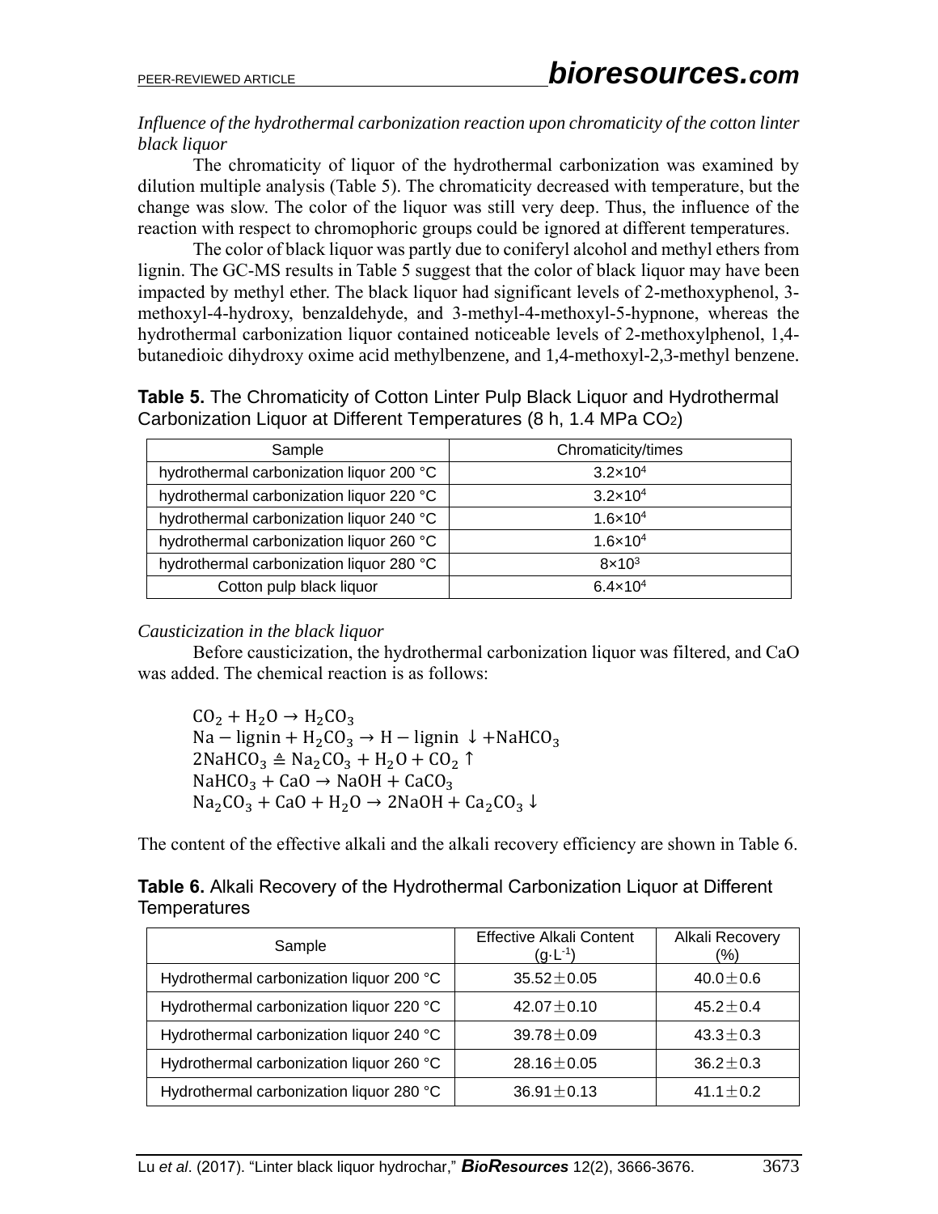*Influence of the hydrothermal carbonization reaction upon chromaticity of the cotton linter black liquor*

The chromaticity of liquor of the hydrothermal carbonization was examined by dilution multiple analysis (Table 5). The chromaticity decreased with temperature, but the change was slow. The color of the liquor was still very deep. Thus, the influence of the reaction with respect to chromophoric groups could be ignored at different temperatures.

The color of black liquor was partly due to coniferyl alcohol and methyl ethers from lignin. The GC-MS results in Table 5 suggest that the color of black liquor may have been impacted by methyl ether. The black liquor had significant levels of 2-methoxyphenol, 3-methoxyl-4-hydroxy, benzaldehyde, and 3-methyl-4-methoxyl-5-hypnone, whereas the hydrothermal carbonization liquor contained noticeable levels of 2-methoxylphenol, 1,4-butanedioic dihydroxy oxime acid methylbenzene, and 1,4-methoxyl-2,3-methyl benzene.

**Table 5.** The Chromaticity of Cotton Linter Pulp Black Liquor and Hydrothermal Carbonization Liquor at Different Temperatures (8 h, 1.4 MPa $CO_2$)

| Sample | Chromaticity/times |
|---|---|
| hydrothermal carbonization liquor 200 °C | $3.2\times10^4$ |
| hydrothermal carbonization liquor 220 °C | $3.2\times10^4$ |
| hydrothermal carbonization liquor 240 °C | $1.6\times10^4$ |
| hydrothermal carbonization liquor 260 °C | $1.6\times10^4$ |
| hydrothermal carbonization liquor 280 °C | $8\times10^3$ |
| Cotton pulp black liquor | $6.4\times10^4$ |

*Causticization in the black liquor*

Before causticization, the hydrothermal carbonization liquor was filtered, and CaO was added. The chemical reaction is as follows:

$$CO_2 + H_2O \rightarrow H_2CO_3$$
$$Na-lignin + H_2CO_3 \rightarrow H-lignin \downarrow + NaHCO_3$$
$$2NaHCO_3 \triangleq Na_2CO_3 + H_2O + CO_2 \uparrow$$
$$NaHCO_3 + CaO \rightarrow NaOH + CaCO_3$$
$$Na_2CO_3 + CaO + H_2O \rightarrow 2NaOH + Ca_2CO_3 \downarrow$$

The content of the effective alkali and the alkali recovery efficiency are shown in Table 6.

**Table 6.** Alkali Recovery of the Hydrothermal Carbonization Liquor at Different Temperatures

| Sample | Effective Alkali Content ($g \cdot L^{-1}$) | Alkali Recovery (%) |
|---|---|---|
| Hydrothermal carbonization liquor 200 °C | 35.52±0.05 | 40.0±0.6 |
| Hydrothermal carbonization liquor 220 °C | 42.07±0.10 | 45.2±0.4 |
| Hydrothermal carbonization liquor 240 °C | 39.78±0.09 | 43.3±0.3 |
| Hydrothermal carbonization liquor 260 °C | 28.16±0.05 | 36.2±0.3 |
| Hydrothermal carbonization liquor 280 °C | 36.91±0.13 | 41.1±0.2 |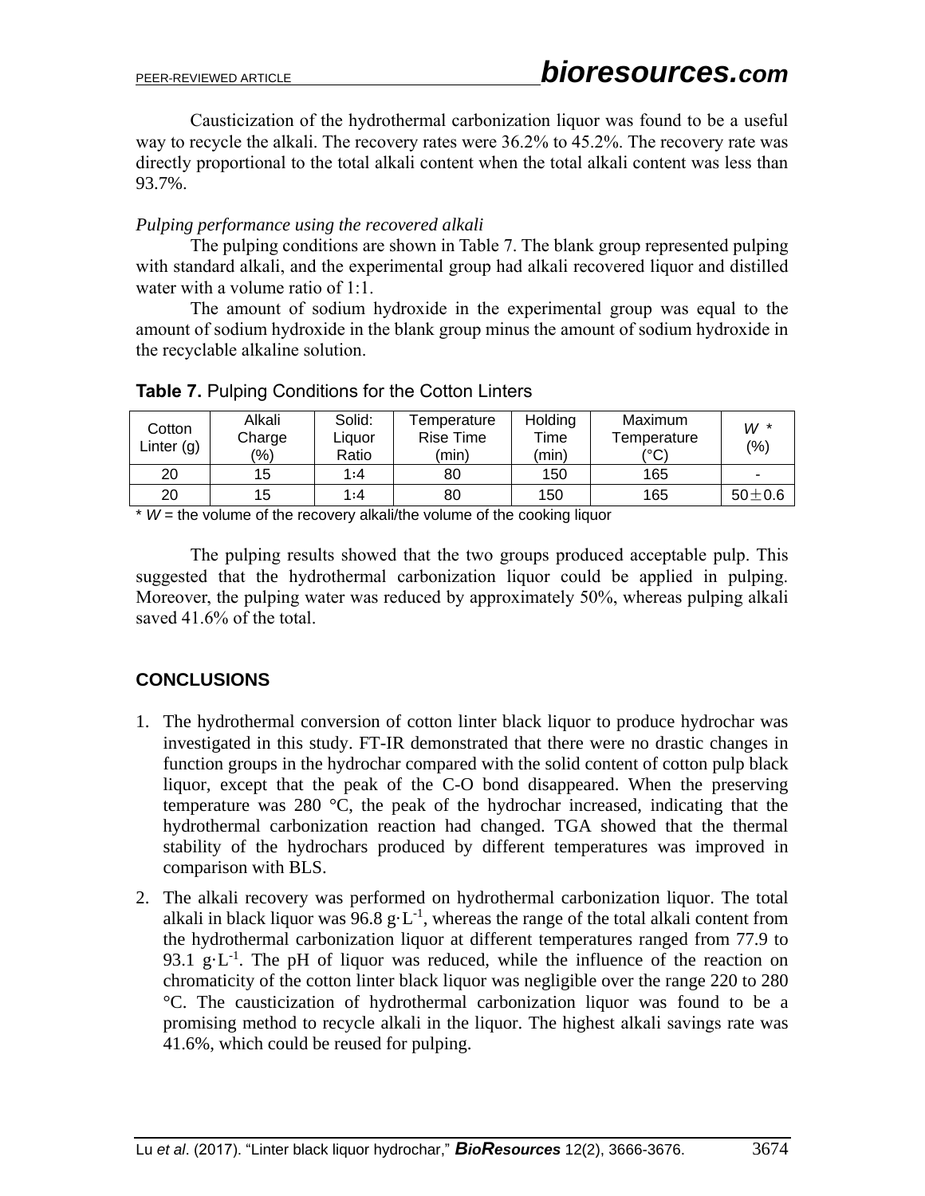Causticization of the hydrothermal carbonization liquor was found to be a useful way to recycle the alkali. The recovery rates were 36.2% to 45.2%. The recovery rate was directly proportional to the total alkali content when the total alkali content was less than 93.7%.

*Pulping performance using the recovered alkali*

The pulping conditions are shown in Table 7. The blank group represented pulping with standard alkali, and the experimental group had alkali recovered liquor and distilled water with a volume ratio of 1:1.

The amount of sodium hydroxide in the experimental group was equal to the amount of sodium hydroxide in the blank group minus the amount of sodium hydroxide in the recyclable alkaline solution.

**Table 7.** Pulping Conditions for the Cotton Linters

| Cotton Linter (g) | Alkali Charge (%) | Solid: Liquor Ratio | Temperature Rise Time (min) | Holding Time (min) | Maximum Temperature (°C) | *W* * (%) |
|---|---|---|---|---|---|---|
| 20 | 15 | 1:4 | 80 | 150 | 165 | - |
| 20 | 15 | 1:4 | 80 | 150 | 165 | 50±0.6 |

\* *W* = the volume of the recovery alkali/the volume of the cooking liquor

The pulping results showed that the two groups produced acceptable pulp. This suggested that the hydrothermal carbonization liquor could be applied in pulping. Moreover, the pulping water was reduced by approximately 50%, whereas pulping alkali saved 41.6% of the total.

## CONCLUSIONS

1. The hydrothermal conversion of cotton linter black liquor to produce hydrochar was investigated in this study. FT-IR demonstrated that there were no drastic changes in function groups in the hydrochar compared with the solid content of cotton pulp black liquor, except that the peak of the C-O bond disappeared. When the preserving temperature was 280 °C, the peak of the hydrochar increased, indicating that the hydrothermal carbonization reaction had changed. TGA showed that the thermal stability of the hydrochars produced by different temperatures was improved in comparison with BLS.
2. The alkali recovery was performed on hydrothermal carbonization liquor. The total alkali in black liquor was 96.8 $g \cdot L^{-1}$, whereas the range of the total alkali content from the hydrothermal carbonization liquor at different temperatures ranged from 77.9 to 93.1 $g \cdot L^{-1}$. The pH of liquor was reduced, while the influence of the reaction on chromaticity of the cotton linter black liquor was negligible over the range 220 to 280 °C. The causticization of hydrothermal carbonization liquor was found to be a promising method to recycle alkali in the liquor. The highest alkali savings rate was 41.6%, which could be reused for pulping.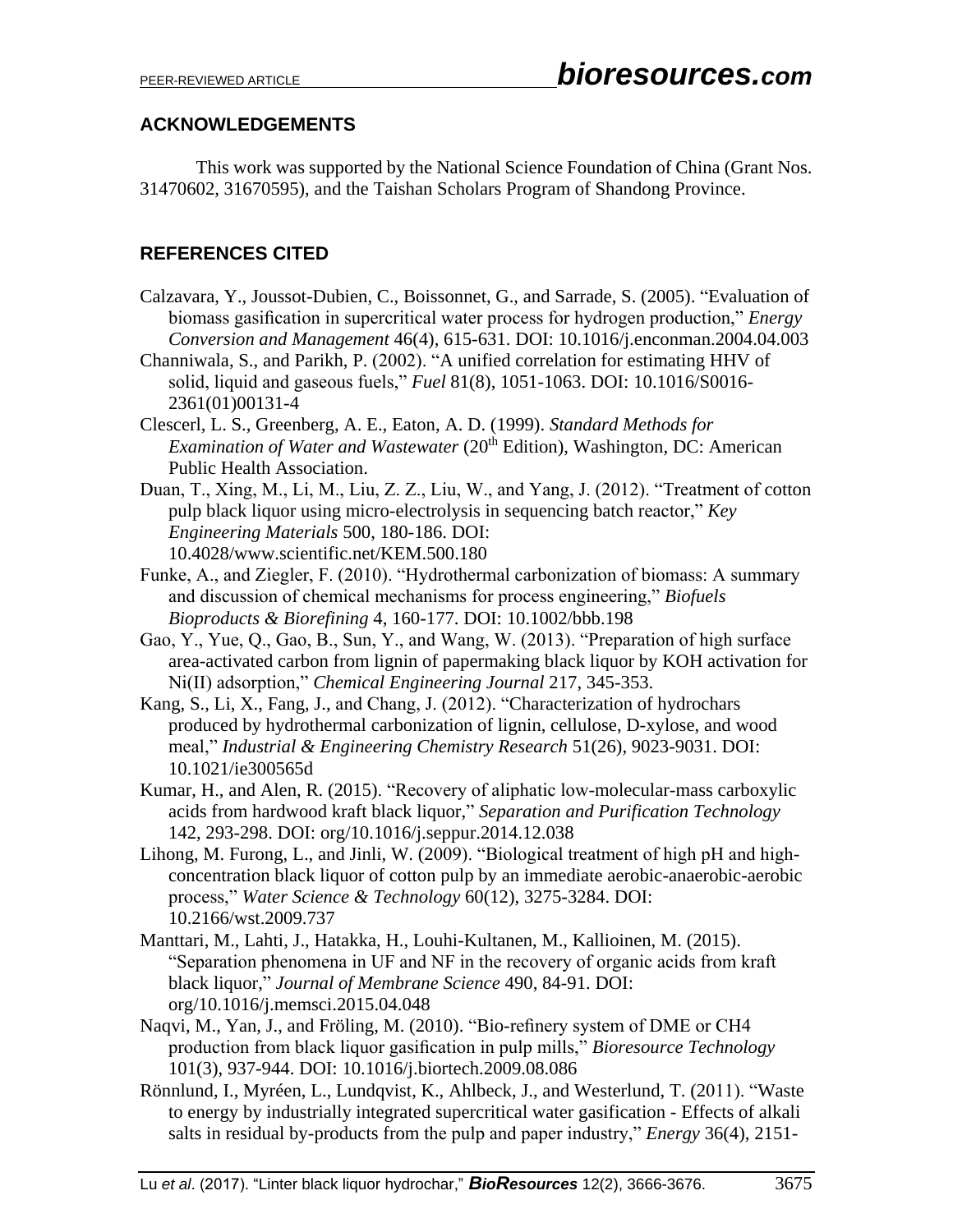## ACKNOWLEDGEMENTS

This work was supported by the National Science Foundation of China (Grant Nos. 31470602, 31670595), and the Taishan Scholars Program of Shandong Province.

## REFERENCES CITED

Calzavara, Y., Joussot-Dubien, C., Boissonnet, G., and Sarrade, S. (2005). "Evaluation of biomass gasification in supercritical water process for hydrogen production," *Energy Conversion and Management* 46(4), 615-631. DOI: 10.1016/j.enconman.2004.04.003

Channiwala, S., and Parikh, P. (2002). "A unified correlation for estimating HHV of solid, liquid and gaseous fuels," *Fuel* 81(8), 1051-1063. DOI: 10.1016/S0016-2361(01)00131-4

Clescerl, L. S., Greenberg, A. E., Eaton, A. D. (1999). *Standard Methods for Examination of Water and Wastewater* (20th Edition), Washington, DC: American Public Health Association.

Duan, T., Xing, M., Li, M., Liu, Z. Z., Liu, W., and Yang, J. (2012). "Treatment of cotton pulp black liquor using micro-electrolysis in sequencing batch reactor," *Key Engineering Materials* 500, 180-186. DOI: 10.4028/www.scientific.net/KEM.500.180

Funke, A., and Ziegler, F. (2010). "Hydrothermal carbonization of biomass: A summary and discussion of chemical mechanisms for process engineering," *Biofuels Bioproducts & Biorefining* 4, 160-177. DOI: 10.1002/bbb.198

Gao, Y., Yue, Q., Gao, B., Sun, Y., and Wang, W. (2013). "Preparation of high surface area-activated carbon from lignin of papermaking black liquor by KOH activation for Ni(II) adsorption," *Chemical Engineering Journal* 217, 345-353.

Kang, S., Li, X., Fang, J., and Chang, J. (2012). "Characterization of hydrochars produced by hydrothermal carbonization of lignin, cellulose, D-xylose, and wood meal," *Industrial & Engineering Chemistry Research* 51(26), 9023-9031. DOI: 10.1021/ie300565d

Kumar, H., and Alen, R. (2015). "Recovery of aliphatic low-molecular-mass carboxylic acids from hardwood kraft black liquor," *Separation and Purification Technology* 142, 293-298. DOI: org/10.1016/j.seppur.2014.12.038

Lihong, M. Furong, L., and Jinli, W. (2009). "Biological treatment of high pH and high-concentration black liquor of cotton pulp by an immediate aerobic-anaerobic-aerobic process," *Water Science & Technology* 60(12), 3275-3284. DOI: 10.2166/wst.2009.737

Manttari, M., Lahti, J., Hatakka, H., Louhi-Kultanen, M., Kallioinen, M. (2015). "Separation phenomena in UF and NF in the recovery of organic acids from kraft black liquor," *Journal of Membrane Science* 490, 84-91. DOI: org/10.1016/j.memsci.2015.04.048

Naqvi, M., Yan, J., and Fröling, M. (2010). "Bio-refinery system of DME or CH4 production from black liquor gasification in pulp mills," *Bioresource Technology* 101(3), 937-944. DOI: 10.1016/j.biortech.2009.08.086

Rönnlund, I., Myréen, L., Lundqvist, K., Ahlbeck, J., and Westerlund, T. (2011). "Waste to energy by industrially integrated supercritical water gasification - Effects of alkali salts in residual by-products from the pulp and paper industry," *Energy* 36(4), 2151-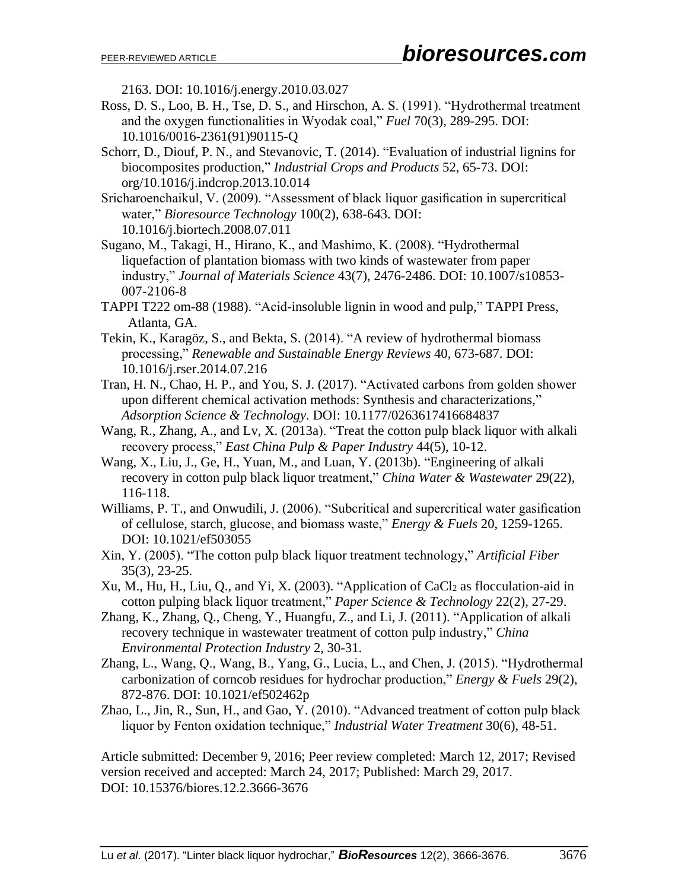2163. DOI: 10.1016/j.energy.2010.03.027

Ross, D. S., Loo, B. H., Tse, D. S., and Hirschon, A. S. (1991). "Hydrothermal treatment and the oxygen functionalities in Wyodak coal," *Fuel* 70(3), 289-295. DOI: 10.1016/0016-2361(91)90115-Q

Schorr, D., Diouf, P. N., and Stevanovic, T. (2014). "Evaluation of industrial lignins for biocomposites production," *Industrial Crops and Products* 52, 65-73. DOI: org/10.1016/j.indcrop.2013.10.014

Sricharoenchaikul, V. (2009). "Assessment of black liquor gasification in supercritical water," *Bioresource Technology* 100(2), 638-643. DOI: 10.1016/j.biortech.2008.07.011

Sugano, M., Takagi, H., Hirano, K., and Mashimo, K. (2008). "Hydrothermal liquefaction of plantation biomass with two kinds of wastewater from paper industry," *Journal of Materials Science* 43(7), 2476-2486. DOI: 10.1007/s10853-007-2106-8

TAPPI T222 om-88 (1988). "Acid-insoluble lignin in wood and pulp," TAPPI Press, Atlanta, GA.

Tekin, K., Karagöz, S., and Bekta, S. (2014). "A review of hydrothermal biomass processing," *Renewable and Sustainable Energy Reviews* 40, 673-687. DOI: 10.1016/j.rser.2014.07.216

Tran, H. N., Chao, H. P., and You, S. J. (2017). "Activated carbons from golden shower upon different chemical activation methods: Synthesis and characterizations," *Adsorption Science & Technology.* DOI: 10.1177/0263617416684837

Wang, R., Zhang, A., and Lv, X. (2013a). "Treat the cotton pulp black liquor with alkali recovery process," *East China Pulp & Paper Industry* 44(5), 10-12.

Wang, X., Liu, J., Ge, H., Yuan, M., and Luan, Y. (2013b). "Engineering of alkali recovery in cotton pulp black liquor treatment," *China Water & Wastewater* 29(22), 116-118.

Williams, P. T., and Onwudili, J. (2006). "Subcritical and supercritical water gasification of cellulose, starch, glucose, and biomass waste," *Energy & Fuels* 20, 1259-1265. DOI: 10.1021/ef503055

Xin, Y. (2005). "The cotton pulp black liquor treatment technology," *Artificial Fiber* 35(3), 23-25.

Xu, M., Hu, H., Liu, Q., and Yi, X. (2003). "Application of $CaCl_2$ as flocculation-aid in cotton pulping black liquor treatment," *Paper Science & Technology* 22(2), 27-29.

Zhang, K., Zhang, Q., Cheng, Y., Huangfu, Z., and Li, J. (2011). "Application of alkali recovery technique in wastewater treatment of cotton pulp industry," *China Environmental Protection Industry* 2, 30-31.

Zhang, L., Wang, Q., Wang, B., Yang, G., Lucia, L., and Chen, J. (2015). "Hydrothermal carbonization of corncob residues for hydrochar production," *Energy & Fuels* 29(2), 872-876. DOI: 10.1021/ef502462p

Zhao, L., Jin, R., Sun, H., and Gao, Y. (2010). "Advanced treatment of cotton pulp black liquor by Fenton oxidation technique," *Industrial Water Treatment* 30(6), 48-51.

Article submitted: December 9, 2016; Peer review completed: March 12, 2017; Revised version received and accepted: March 24, 2017; Published: March 29, 2017.
DOI: 10.15376/biores.12.2.3666-3676